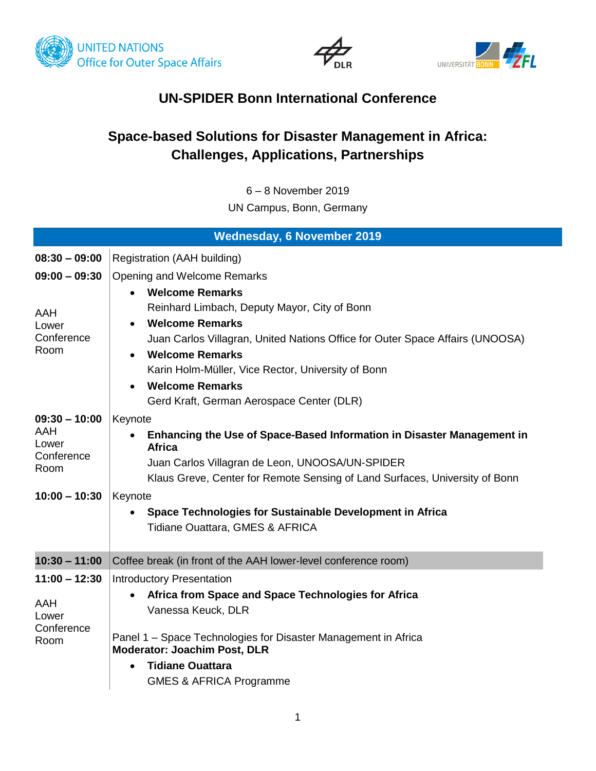UNITED NATIONS
Office for Outer Space Affairs

DLR

UNIVERSITÄT BONN ZFL

# UN-SPIDER Bonn International Conference

## Space-based Solutions for Disaster Management in Africa: Challenges, Applications, Partnerships

6 – 8 November 2019

UN Campus, Bonn, Germany

## Wednesday, 6 November 2019

**08:30 – 09:00** Registration (AAH building)

**09:00 – 09:30**
AAH Lower Conference Room

Opening and Welcome Remarks

- **Welcome Remarks**
  Reinhard Limbach, Deputy Mayor, City of Bonn
- **Welcome Remarks**
  Juan Carlos Villagran, United Nations Office for Outer Space Affairs (UNOOSA)
- **Welcome Remarks**
  Karin Holm-Müller, Vice Rector, University of Bonn
- **Welcome Remarks**
  Gerd Kraft, German Aerospace Center (DLR)

**09:30 – 10:00**
AAH Lower Conference Room

Keynote

- **Enhancing the Use of Space-Based Information in Disaster Management in Africa**
  Juan Carlos Villagran de Leon, UNOOSA/UN-SPIDER
  Klaus Greve, Center for Remote Sensing of Land Surfaces, University of Bonn

**10:00 – 10:30**

Keynote

- **Space Technologies for Sustainable Development in Africa**
  Tidiane Ouattara, GMES & AFRICA

**10:30 – 11:00** Coffee break (in front of the AAH lower-level conference room)

**11:00 – 12:30**
AAH Lower Conference Room

Introductory Presentation

- **Africa from Space and Space Technologies for Africa**
  Vanessa Keuck, DLR

Panel 1 – Space Technologies for Disaster Management in Africa
**Moderator: Joachim Post, DLR**

- **Tidiane Ouattara**
  GMES & AFRICA Programme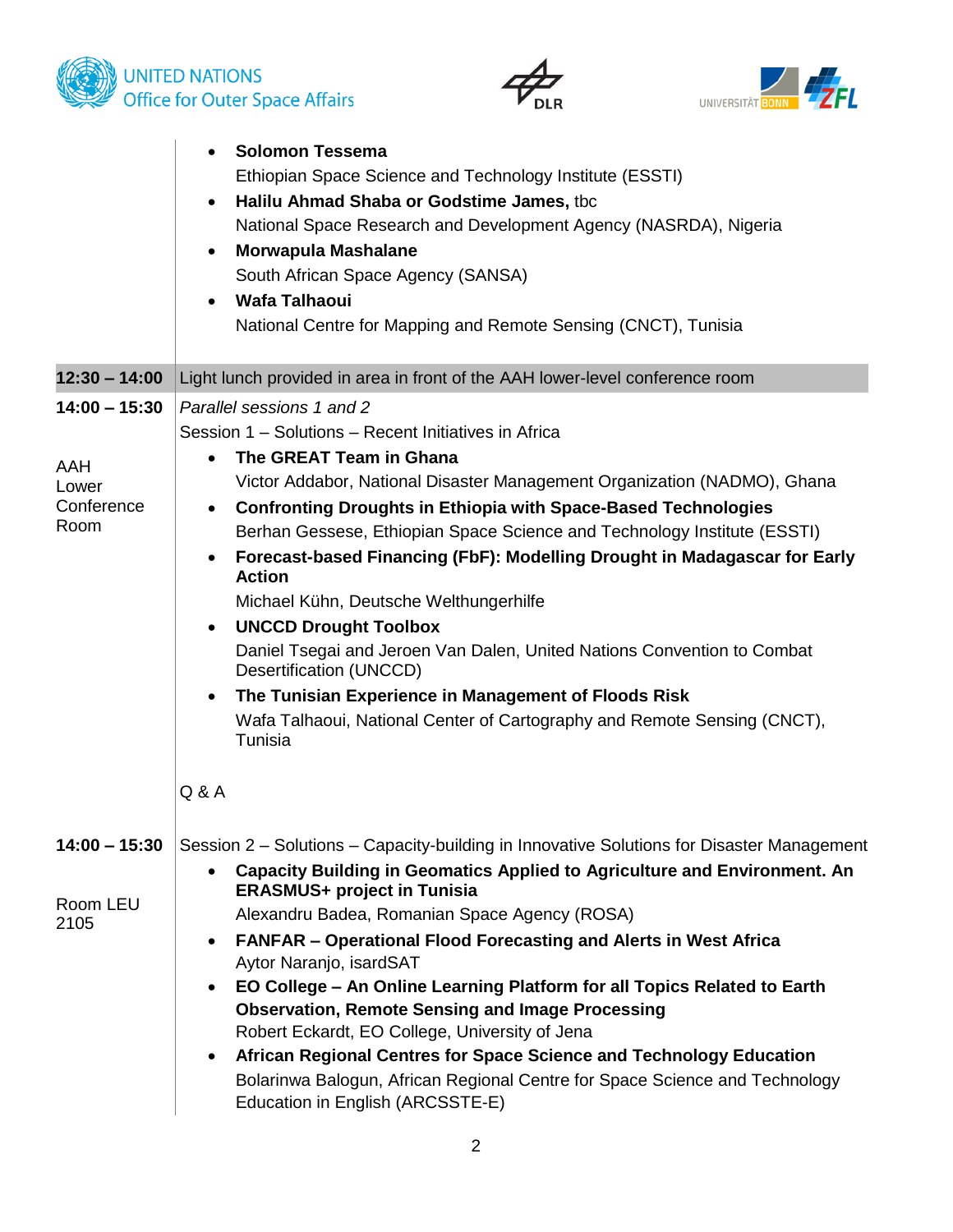|  |  |
|---|---|
|  | • **Solomon Tessema**<br>Ethiopian Space Science and Technology Institute (ESSTI)<br>• **Halilu Ahmad Shaba or Godstime James,** tbc<br>National Space Research and Development Agency (NASRDA), Nigeria<br>• **Morwapula Mashalane**<br>South African Space Agency (SANSA)<br>• **Wafa Talhaoui**<br>National Centre for Mapping and Remote Sensing (CNCT), Tunisia |
| **12:30 – 14:00** | Light lunch provided in area in front of the AAH lower-level conference room |
| **14:00 – 15:30**<br><br>AAH Lower Conference Room | *Parallel sessions 1 and 2*<br>Session 1 – Solutions – Recent Initiatives in Africa<br>• **The GREAT Team in Ghana**<br>Victor Addabor, National Disaster Management Organization (NADMO), Ghana<br>• **Confronting Droughts in Ethiopia with Space-Based Technologies**<br>Berhan Gessese, Ethiopian Space Science and Technology Institute (ESSTI)<br>• **Forecast-based Financing (FbF): Modelling Drought in Madagascar for Early Action**<br>Michael Kühn, Deutsche Welthungerhilfe<br>• **UNCCD Drought Toolbox**<br>Daniel Tsegai and Jeroen Van Dalen, United Nations Convention to Combat Desertification (UNCCD)<br>• **The Tunisian Experience in Management of Floods Risk**<br>Wafa Talhaoui, National Center of Cartography and Remote Sensing (CNCT), Tunisia<br><br>Q & A |
| **14:00 – 15:30**<br><br>Room LEU 2105 | Session 2 – Solutions – Capacity-building in Innovative Solutions for Disaster Management<br>• **Capacity Building in Geomatics Applied to Agriculture and Environment. An ERASMUS+ project in Tunisia**<br>Alexandru Badea, Romanian Space Agency (ROSA)<br>• **FANFAR – Operational Flood Forecasting and Alerts in West Africa**<br>Aytor Naranjo, isardSAT<br>• **EO College – An Online Learning Platform for all Topics Related to Earth Observation, Remote Sensing and Image Processing**<br>Robert Eckardt, EO College, University of Jena<br>• **African Regional Centres for Space Science and Technology Education**<br>Bolarinwa Balogun, African Regional Centre for Space Science and Technology Education in English (ARCSSTE-E) |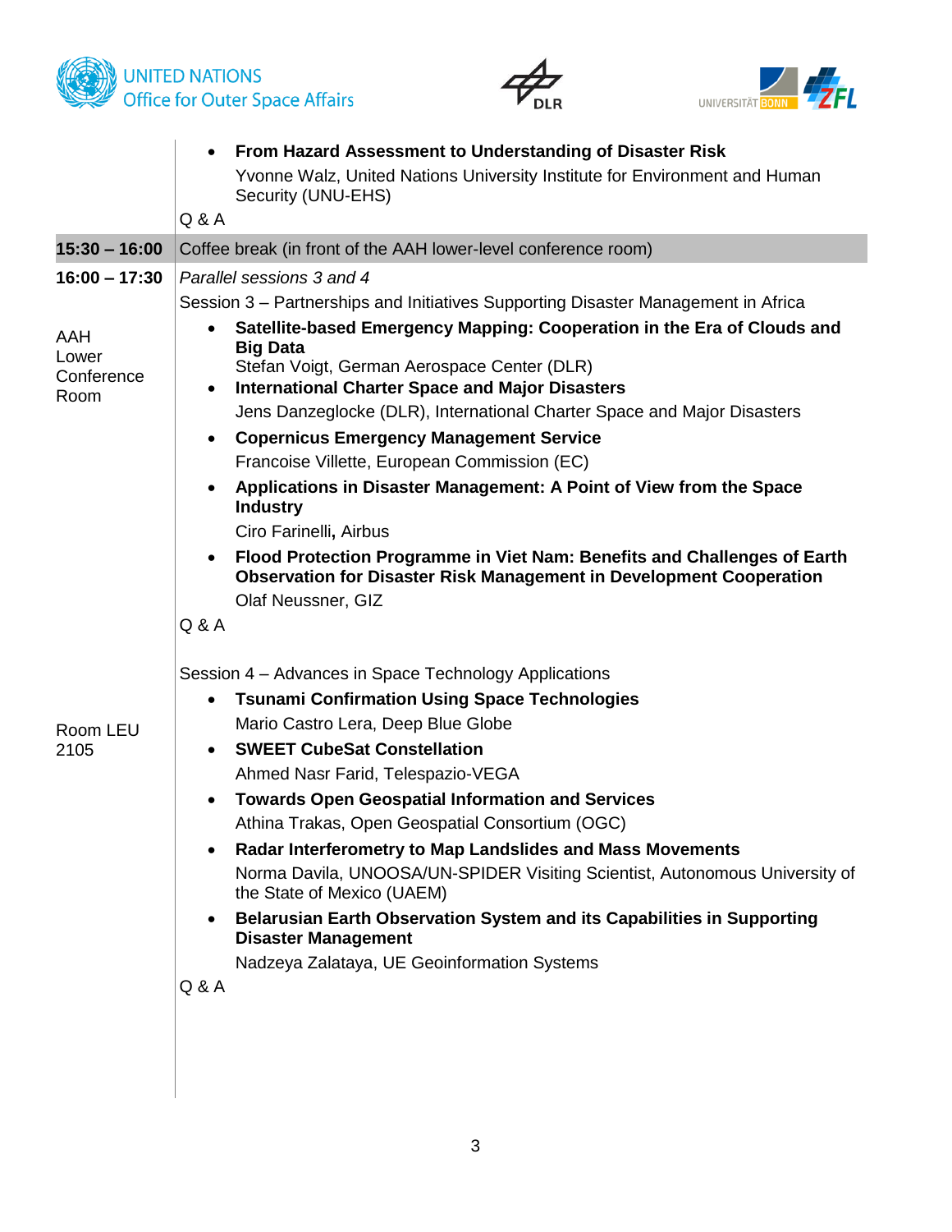| | |
|---|---|
| | • **From Hazard Assessment to Understanding of Disaster Risk**<br>Yvonne Walz, United Nations University Institute for Environment and Human Security (UNU-EHS)<br><br>Q & A |
| **15:30 – 16:00** | Coffee break (in front of the AAH lower-level conference room) |
| **16:00 – 17:30**<br><br>AAH Lower Conference Room | *Parallel sessions 3 and 4*<br><br>Session 3 – Partnerships and Initiatives Supporting Disaster Management in Africa<br><br>• **Satellite-based Emergency Mapping: Cooperation in the Era of Clouds and Big Data**<br>Stefan Voigt, German Aerospace Center (DLR)<br>• **International Charter Space and Major Disasters**<br>Jens Danzeglocke (DLR), International Charter Space and Major Disasters<br>• **Copernicus Emergency Management Service**<br>Francoise Villette, European Commission (EC)<br>• **Applications in Disaster Management: A Point of View from the Space Industry**<br>Ciro Farinelli**,** Airbus<br>• **Flood Protection Programme in Viet Nam: Benefits and Challenges of Earth Observation for Disaster Risk Management in Development Cooperation**<br>Olaf Neussner, GIZ<br><br>Q & A |
| Room LEU 2105 | Session 4 – Advances in Space Technology Applications<br><br>• **Tsunami Confirmation Using Space Technologies**<br>Mario Castro Lera, Deep Blue Globe<br>• **SWEET CubeSat Constellation**<br>Ahmed Nasr Farid, Telespazio-VEGA<br>• **Towards Open Geospatial Information and Services**<br>Athina Trakas, Open Geospatial Consortium (OGC)<br>• **Radar Interferometry to Map Landslides and Mass Movements**<br>Norma Davila, UNOOSA/UN-SPIDER Visiting Scientist, Autonomous University of the State of Mexico (UAEM)<br>• **Belarusian Earth Observation System and its Capabilities in Supporting Disaster Management**<br>Nadzeya Zalataya, UE Geoinformation Systems<br><br>Q & A |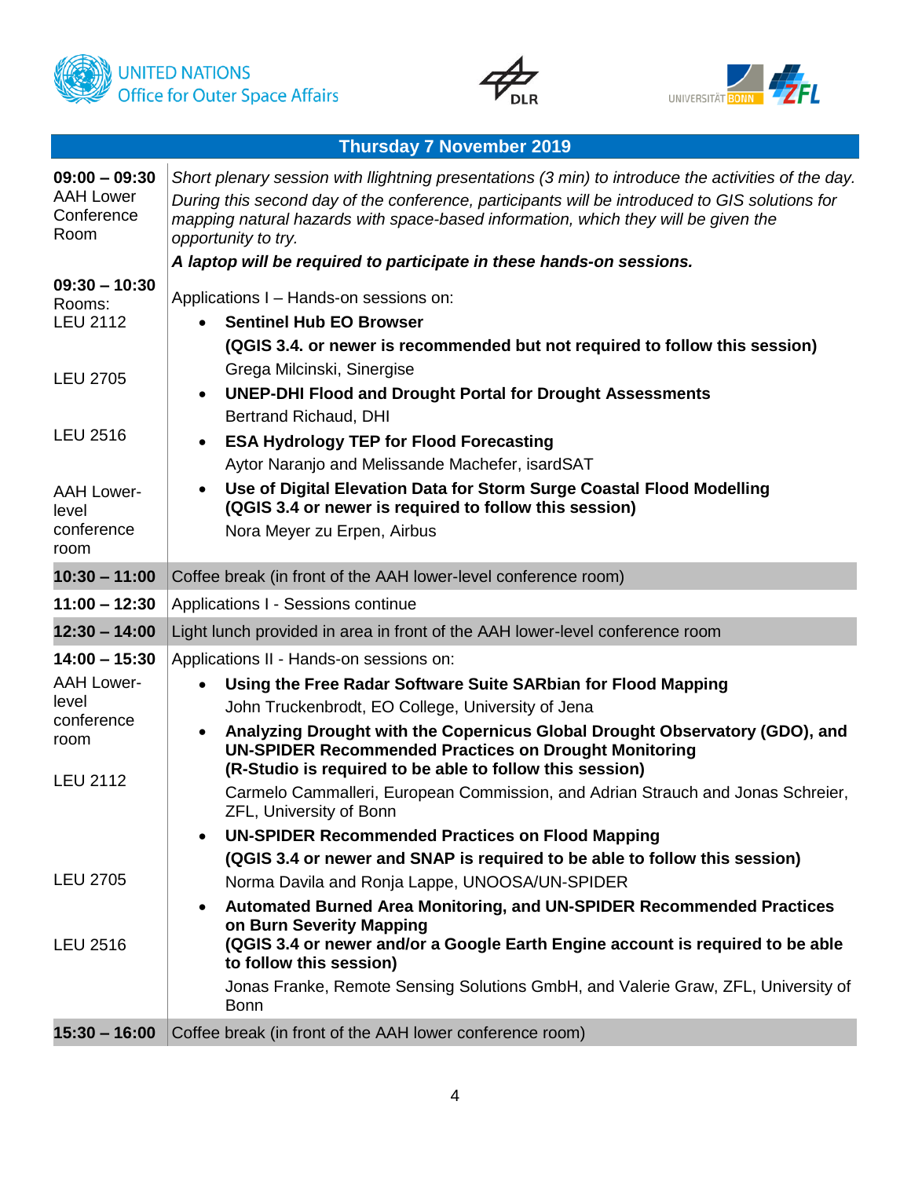UNITED NATIONS
Office for Outer Space Affairs

## Thursday 7 November 2019

| Time / Room | Activity |
|---|---|
| **09:00 – 09:30** AAH Lower Conference Room | *Short plenary session with llightning presentations (3 min) to introduce the activities of the day. During this second day of the conference, participants will be introduced to GIS solutions for mapping natural hazards with space-based information, which they will be given the opportunity to try.* ***A laptop will be required to participate in these hands-on sessions.*** |
| **09:30 – 10:30** Rooms: | Applications I – Hands-on sessions on: |
| LEU 2112 | • **Sentinel Hub EO Browser** **(QGIS 3.4. or newer is recommended but not required to follow this session)** Grega Milcinski, Sinergise |
| LEU 2705 | • **UNEP-DHI Flood and Drought Portal for Drought Assessments** Bertrand Richaud, DHI |
| LEU 2516 | • **ESA Hydrology TEP for Flood Forecasting** Aytor Naranjo and Melissande Machefer, isardSAT |
| AAH Lower-level conference room | • **Use of Digital Elevation Data for Storm Surge Coastal Flood Modelling (QGIS 3.4 or newer is required to follow this session)** Nora Meyer zu Erpen, Airbus |
| **10:30 – 11:00** | Coffee break (in front of the AAH lower-level conference room) |
| **11:00 – 12:30** | Applications I - Sessions continue |
| **12:30 – 14:00** | Light lunch provided in area in front of the AAH lower-level conference room |
| **14:00 – 15:30** | Applications II - Hands-on sessions on: |
| AAH Lower-level conference room | • **Using the Free Radar Software Suite SARbian for Flood Mapping** John Truckenbrodt, EO College, University of Jena |
| LEU 2112 | • **Analyzing Drought with the Copernicus Global Drought Observatory (GDO), and UN-SPIDER Recommended Practices on Drought Monitoring (R-Studio is required to be able to follow this session)** Carmelo Cammalleri, European Commission, and Adrian Strauch and Jonas Schreier, ZFL, University of Bonn |
| LEU 2705 | • **UN-SPIDER Recommended Practices on Flood Mapping** **(QGIS 3.4 or newer and SNAP is required to be able to follow this session)** Norma Davila and Ronja Lappe, UNOOSA/UN-SPIDER |
| LEU 2516 | • **Automated Burned Area Monitoring, and UN-SPIDER Recommended Practices on Burn Severity Mapping (QGIS 3.4 or newer and/or a Google Earth Engine account is required to be able to follow this session)** Jonas Franke, Remote Sensing Solutions GmbH, and Valerie Graw, ZFL, University of Bonn |
| **15:30 – 16:00** | Coffee break (in front of the AAH lower conference room) |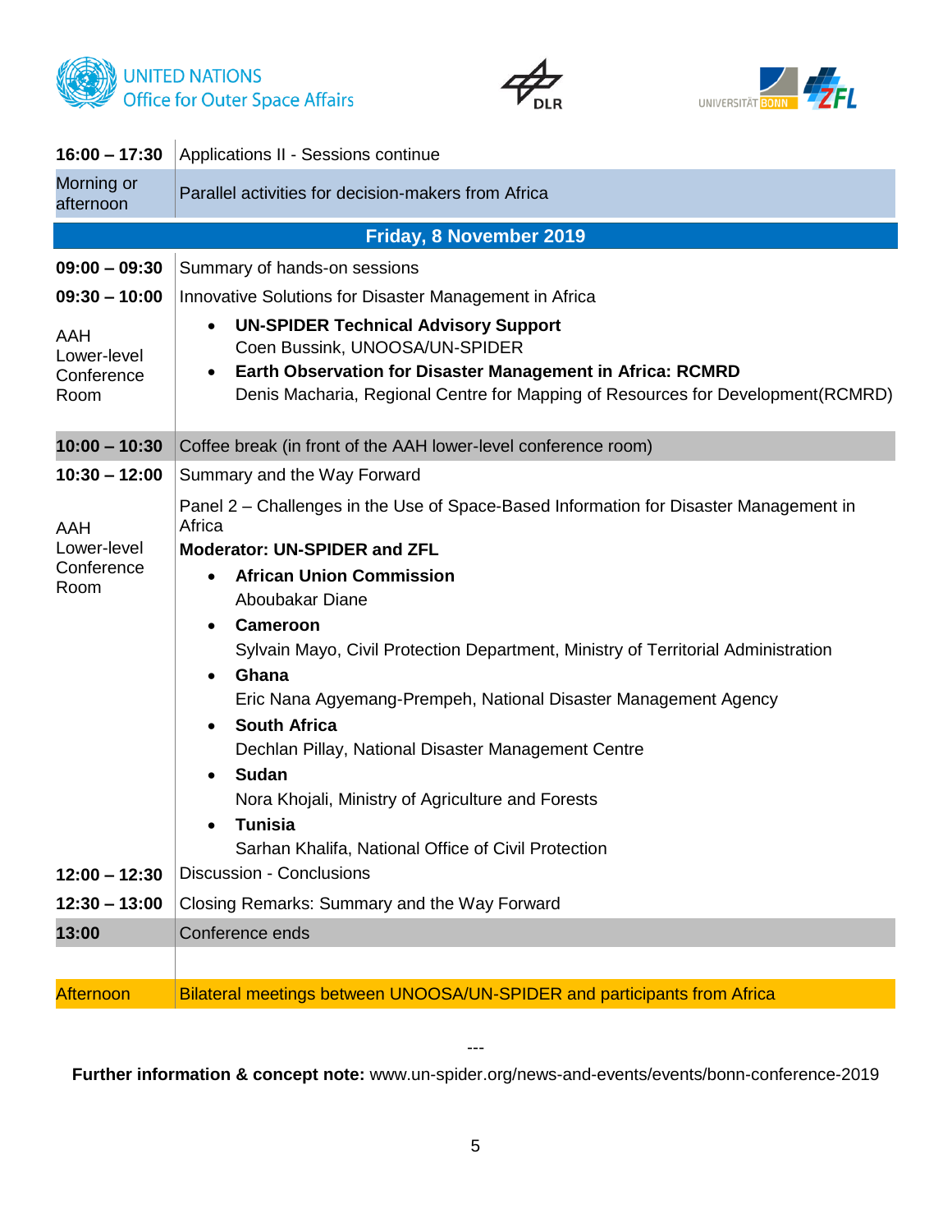| | |
|---|---|
| **16:00 – 17:30** | Applications II - Sessions continue |
| Morning or afternoon | Parallel activities for decision-makers from Africa |
| | **Friday, 8 November 2019** |
| **09:00 – 09:30** | Summary of hands-on sessions |
| **09:30 – 10:00** | Innovative Solutions for Disaster Management in Africa |
| AAH Lower-level Conference Room | • **UN-SPIDER Technical Advisory Support** Coen Bussink, UNOOSA/UN-SPIDER • **Earth Observation for Disaster Management in Africa: RCMRD** Denis Macharia, Regional Centre for Mapping of Resources for Development(RCMRD) |
| **10:00 – 10:30** | Coffee break (in front of the AAH lower-level conference room) |
| **10:30 – 12:00** | Summary and the Way Forward |
| AAH Lower-level Conference Room | Panel 2 – Challenges in the Use of Space-Based Information for Disaster Management in Africa **Moderator: UN-SPIDER and ZFL** • **African Union Commission** Aboubakar Diane • **Cameroon** Sylvain Mayo, Civil Protection Department, Ministry of Territorial Administration • **Ghana** Eric Nana Agyemang-Prempeh, National Disaster Management Agency • **South Africa** Dechlan Pillay, National Disaster Management Centre • **Sudan** Nora Khojali, Ministry of Agriculture and Forests • **Tunisia** Sarhan Khalifa, National Office of Civil Protection |
| **12:00 – 12:30** | Discussion - Conclusions |
| **12:30 – 13:00** | Closing Remarks: Summary and the Way Forward |
| **13:00** | Conference ends |
| | |
| Afternoon | Bilateral meetings between UNOOSA/UN-SPIDER and participants from Africa |

---

**Further information & concept note:** www.un-spider.org/news-and-events/events/bonn-conference-2019